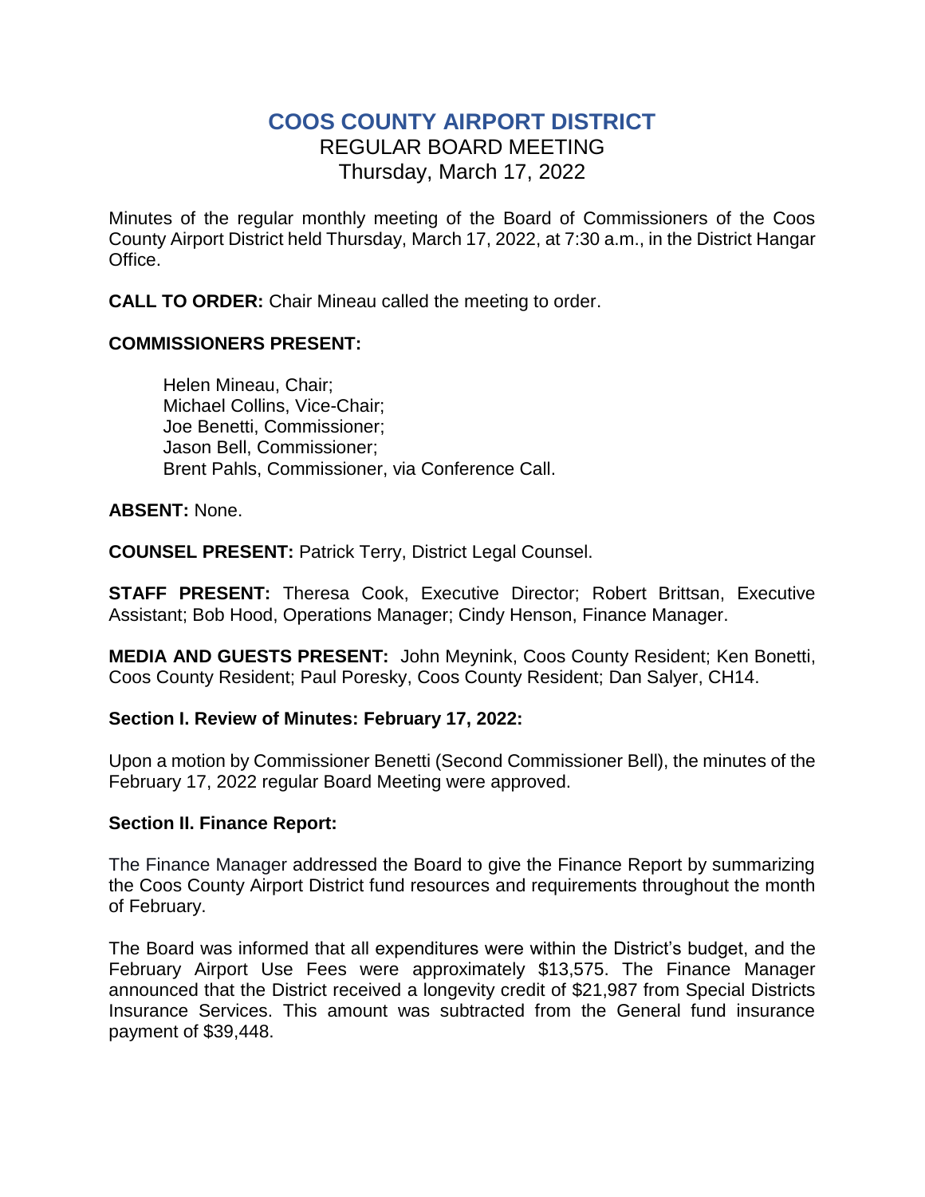# COOS COUNTY AIRPORT DISTRICT

REGULAR BOARD MEETING
Thursday, March 17, 2022

Minutes of the regular monthly meeting of the Board of Commissioners of the Coos County Airport District held Thursday, March 17, 2022, at 7:30 a.m., in the District Hangar Office.

**CALL TO ORDER:** Chair Mineau called the meeting to order.

**COMMISSIONERS PRESENT:**

Helen Mineau, Chair;
Michael Collins, Vice-Chair;
Joe Benetti, Commissioner;
Jason Bell, Commissioner;
Brent Pahls, Commissioner, via Conference Call.

**ABSENT:** None.

**COUNSEL PRESENT:** Patrick Terry, District Legal Counsel.

**STAFF PRESENT:** Theresa Cook, Executive Director; Robert Brittsan, Executive Assistant; Bob Hood, Operations Manager; Cindy Henson, Finance Manager.

**MEDIA AND GUESTS PRESENT:** John Meynink, Coos County Resident; Ken Bonetti, Coos County Resident; Paul Poresky, Coos County Resident; Dan Salyer, CH14.

**Section I. Review of Minutes: February 17, 2022:**

Upon a motion by Commissioner Benetti (Second Commissioner Bell), the minutes of the February 17, 2022 regular Board Meeting were approved.

**Section II. Finance Report:**

The Finance Manager addressed the Board to give the Finance Report by summarizing the Coos County Airport District fund resources and requirements throughout the month of February.

The Board was informed that all expenditures were within the District's budget, and the February Airport Use Fees were approximately $13,575. The Finance Manager announced that the District received a longevity credit of $21,987 from Special Districts Insurance Services. This amount was subtracted from the General fund insurance payment of $39,448.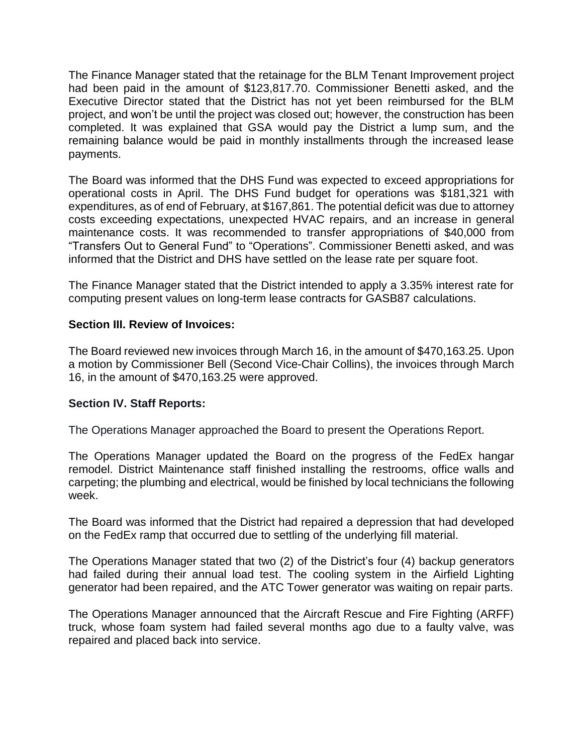The Finance Manager stated that the retainage for the BLM Tenant Improvement project had been paid in the amount of $123,817.70. Commissioner Benetti asked, and the Executive Director stated that the District has not yet been reimbursed for the BLM project, and won't be until the project was closed out; however, the construction has been completed. It was explained that GSA would pay the District a lump sum, and the remaining balance would be paid in monthly installments through the increased lease payments.

The Board was informed that the DHS Fund was expected to exceed appropriations for operational costs in April. The DHS Fund budget for operations was $181,321 with expenditures, as of end of February, at $167,861. The potential deficit was due to attorney costs exceeding expectations, unexpected HVAC repairs, and an increase in general maintenance costs. It was recommended to transfer appropriations of $40,000 from "Transfers Out to General Fund" to "Operations". Commissioner Benetti asked, and was informed that the District and DHS have settled on the lease rate per square foot.

The Finance Manager stated that the District intended to apply a 3.35% interest rate for computing present values on long-term lease contracts for GASB87 calculations.

**Section III. Review of Invoices:**

The Board reviewed new invoices through March 16, in the amount of $470,163.25. Upon a motion by Commissioner Bell (Second Vice-Chair Collins), the invoices through March 16, in the amount of $470,163.25 were approved.

**Section IV. Staff Reports:**

The Operations Manager approached the Board to present the Operations Report.

The Operations Manager updated the Board on the progress of the FedEx hangar remodel. District Maintenance staff finished installing the restrooms, office walls and carpeting; the plumbing and electrical, would be finished by local technicians the following week.

The Board was informed that the District had repaired a depression that had developed on the FedEx ramp that occurred due to settling of the underlying fill material.

The Operations Manager stated that two (2) of the District's four (4) backup generators had failed during their annual load test. The cooling system in the Airfield Lighting generator had been repaired, and the ATC Tower generator was waiting on repair parts.

The Operations Manager announced that the Aircraft Rescue and Fire Fighting (ARFF) truck, whose foam system had failed several months ago due to a faulty valve, was repaired and placed back into service.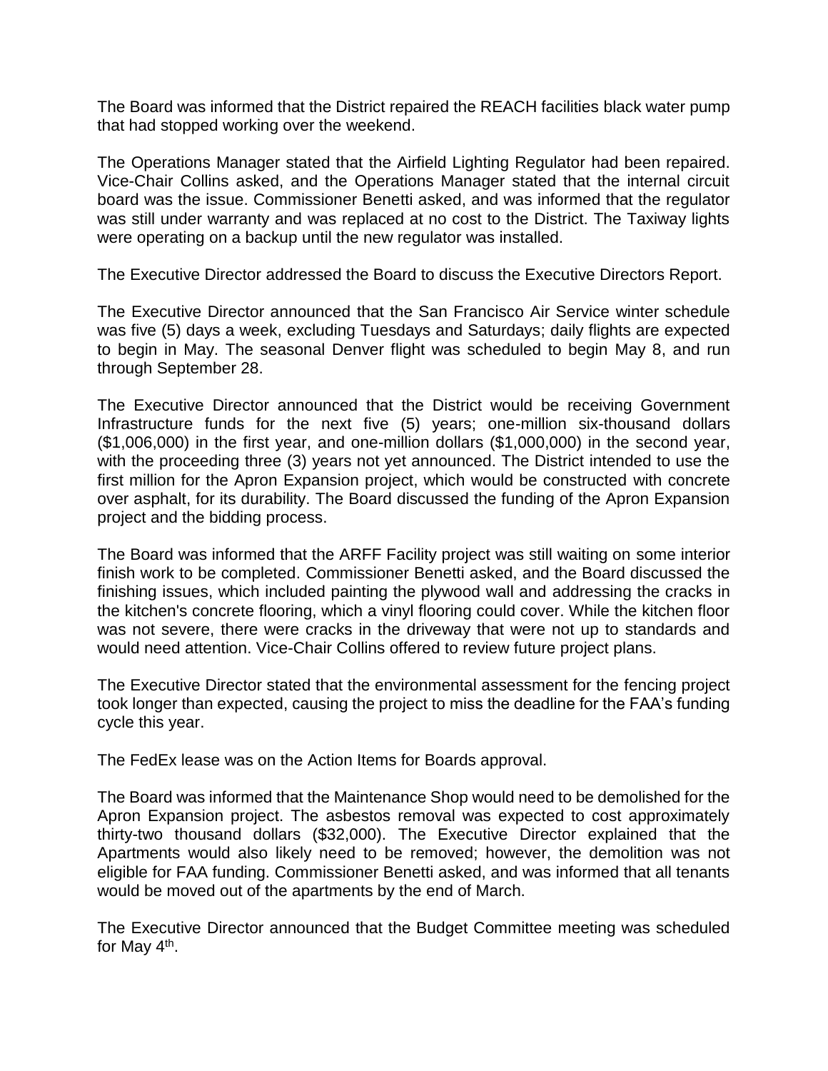The Board was informed that the District repaired the REACH facilities black water pump that had stopped working over the weekend.

The Operations Manager stated that the Airfield Lighting Regulator had been repaired. Vice-Chair Collins asked, and the Operations Manager stated that the internal circuit board was the issue. Commissioner Benetti asked, and was informed that the regulator was still under warranty and was replaced at no cost to the District. The Taxiway lights were operating on a backup until the new regulator was installed.

The Executive Director addressed the Board to discuss the Executive Directors Report.

The Executive Director announced that the San Francisco Air Service winter schedule was five (5) days a week, excluding Tuesdays and Saturdays; daily flights are expected to begin in May. The seasonal Denver flight was scheduled to begin May 8, and run through September 28.

The Executive Director announced that the District would be receiving Government Infrastructure funds for the next five (5) years; one-million six-thousand dollars ($1,006,000) in the first year, and one-million dollars ($1,000,000) in the second year, with the proceeding three (3) years not yet announced. The District intended to use the first million for the Apron Expansion project, which would be constructed with concrete over asphalt, for its durability. The Board discussed the funding of the Apron Expansion project and the bidding process.

The Board was informed that the ARFF Facility project was still waiting on some interior finish work to be completed. Commissioner Benetti asked, and the Board discussed the finishing issues, which included painting the plywood wall and addressing the cracks in the kitchen's concrete flooring, which a vinyl flooring could cover. While the kitchen floor was not severe, there were cracks in the driveway that were not up to standards and would need attention. Vice-Chair Collins offered to review future project plans.

The Executive Director stated that the environmental assessment for the fencing project took longer than expected, causing the project to miss the deadline for the FAA's funding cycle this year.

The FedEx lease was on the Action Items for Boards approval.

The Board was informed that the Maintenance Shop would need to be demolished for the Apron Expansion project. The asbestos removal was expected to cost approximately thirty-two thousand dollars ($32,000). The Executive Director explained that the Apartments would also likely need to be removed; however, the demolition was not eligible for FAA funding. Commissioner Benetti asked, and was informed that all tenants would be moved out of the apartments by the end of March.

The Executive Director announced that the Budget Committee meeting was scheduled for May 4th.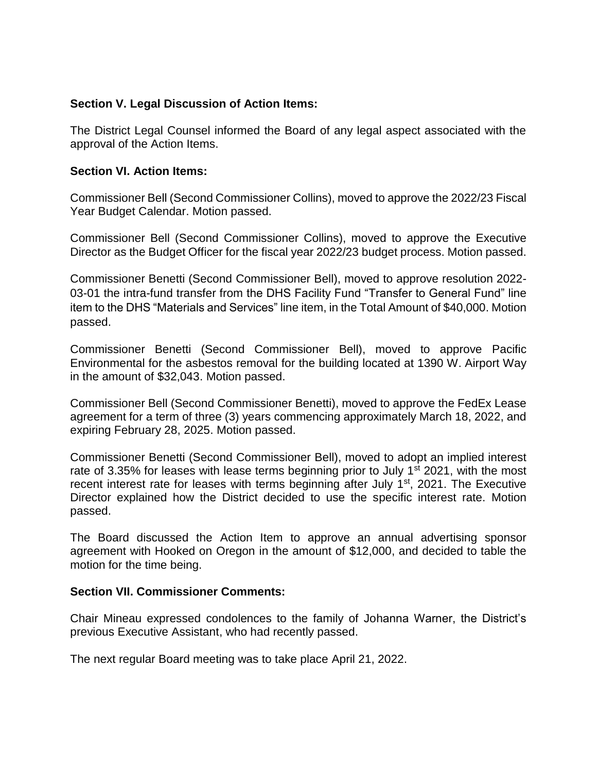**Section V. Legal Discussion of Action Items:**

The District Legal Counsel informed the Board of any legal aspect associated with the approval of the Action Items.

**Section VI. Action Items:**

Commissioner Bell (Second Commissioner Collins), moved to approve the 2022/23 Fiscal Year Budget Calendar. Motion passed.

Commissioner Bell (Second Commissioner Collins), moved to approve the Executive Director as the Budget Officer for the fiscal year 2022/23 budget process. Motion passed.

Commissioner Benetti (Second Commissioner Bell), moved to approve resolution 2022-03-01 the intra-fund transfer from the DHS Facility Fund "Transfer to General Fund" line item to the DHS "Materials and Services" line item, in the Total Amount of $40,000. Motion passed.

Commissioner Benetti (Second Commissioner Bell), moved to approve Pacific Environmental for the asbestos removal for the building located at 1390 W. Airport Way in the amount of $32,043. Motion passed.

Commissioner Bell (Second Commissioner Benetti), moved to approve the FedEx Lease agreement for a term of three (3) years commencing approximately March 18, 2022, and expiring February 28, 2025. Motion passed.

Commissioner Benetti (Second Commissioner Bell), moved to adopt an implied interest rate of 3.35% for leases with lease terms beginning prior to July 1st 2021, with the most recent interest rate for leases with terms beginning after July 1st, 2021. The Executive Director explained how the District decided to use the specific interest rate. Motion passed.

The Board discussed the Action Item to approve an annual advertising sponsor agreement with Hooked on Oregon in the amount of $12,000, and decided to table the motion for the time being.

**Section VII. Commissioner Comments:**

Chair Mineau expressed condolences to the family of Johanna Warner, the District's previous Executive Assistant, who had recently passed.

The next regular Board meeting was to take place April 21, 2022.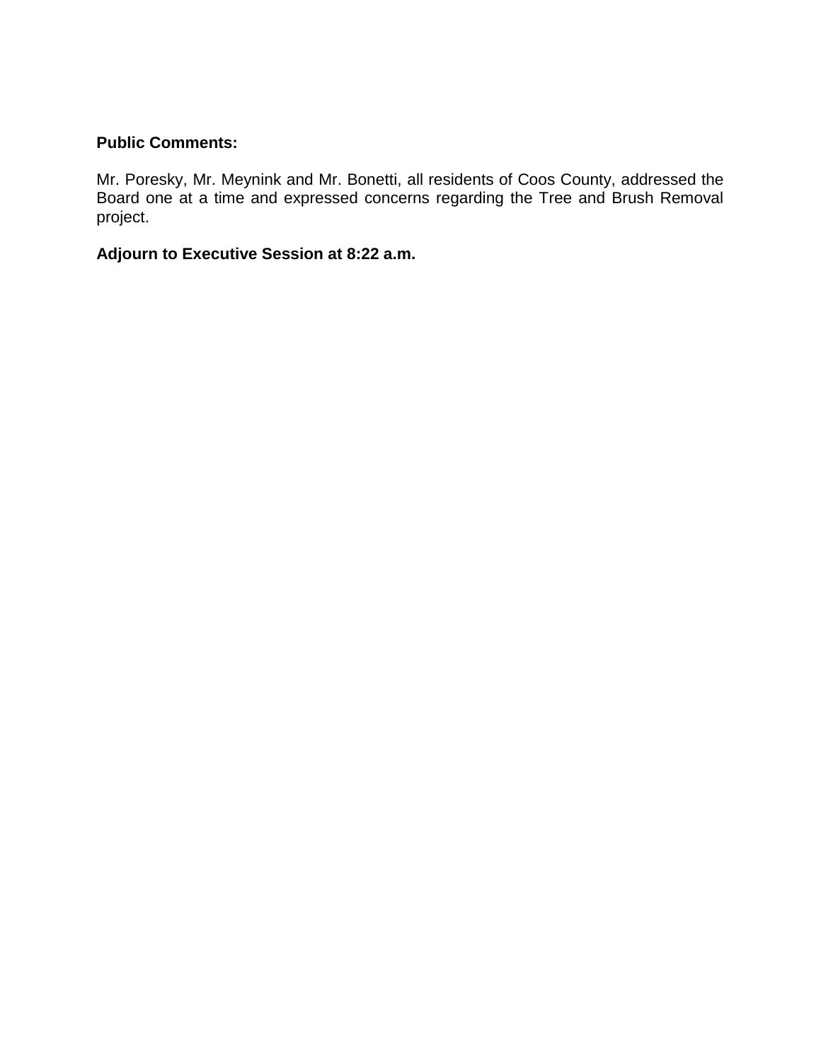**Public Comments:**

Mr. Poresky, Mr. Meynink and Mr. Bonetti, all residents of Coos County, addressed the Board one at a time and expressed concerns regarding the Tree and Brush Removal project.

**Adjourn to Executive Session at 8:22 a.m.**